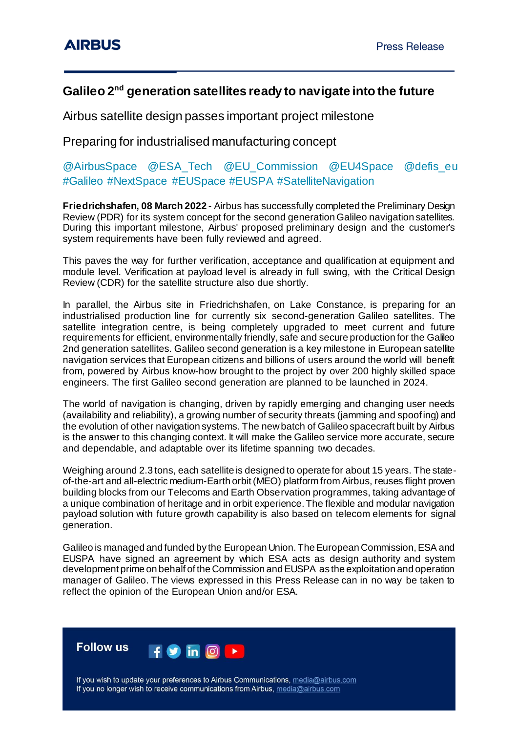AIRBUS

Press Release

# Galileo 2nd generation satellites ready to navigate into the future

## Airbus satellite design passes important project milestone

## Preparing for industrialised manufacturing concept

@AirbusSpace @ESA_Tech @EU_Commission @EU4Space @defis_eu #Galileo #NextSpace #EUSpace #EUSPA #SatelliteNavigation

**Friedrichshafen, 08 March 2022** - Airbus has successfully completed the Preliminary Design Review (PDR) for its system concept for the second generation Galileo navigation satellites. During this important milestone, Airbus' proposed preliminary design and the customer's system requirements have been fully reviewed and agreed.

This paves the way for further verification, acceptance and qualification at equipment and module level. Verification at payload level is already in full swing, with the Critical Design Review (CDR) for the satellite structure also due shortly.

In parallel, the Airbus site in Friedrichshafen, on Lake Constance, is preparing for an industrialised production line for currently six second-generation Galileo satellites. The satellite integration centre, is being completely upgraded to meet current and future requirements for efficient, environmentally friendly, safe and secure production for the Galileo 2nd generation satellites. Galileo second generation is a key milestone in European satellite navigation services that European citizens and billions of users around the world will benefit from, powered by Airbus know-how brought to the project by over 200 highly skilled space engineers. The first Galileo second generation are planned to be launched in 2024.

The world of navigation is changing, driven by rapidly emerging and changing user needs (availability and reliability), a growing number of security threats (jamming and spoofing) and the evolution of other navigation systems. The new batch of Galileo spacecraft built by Airbus is the answer to this changing context. It will make the Galileo service more accurate, secure and dependable, and adaptable over its lifetime spanning two decades.

Weighing around 2.3 tons, each satellite is designed to operate for about 15 years. The state-of-the-art and all-electric medium-Earth orbit (MEO) platform from Airbus, reuses flight proven building blocks from our Telecoms and Earth Observation programmes, taking advantage of a unique combination of heritage and in orbit experience. The flexible and modular navigation payload solution with future growth capability is also based on telecom elements for signal generation.

Galileo is managed and funded by the European Union. The European Commission, ESA and EUSPA have signed an agreement by which ESA acts as design authority and system development prime on behalf of the Commission and EUSPA as the exploitation and operation manager of Galileo. The views expressed in this Press Release can in no way be taken to reflect the opinion of the European Union and/or ESA.

**Follow us**

If you wish to update your preferences to Airbus Communications, media@airbus.com
If you no longer wish to receive communications from Airbus, media@airbus.com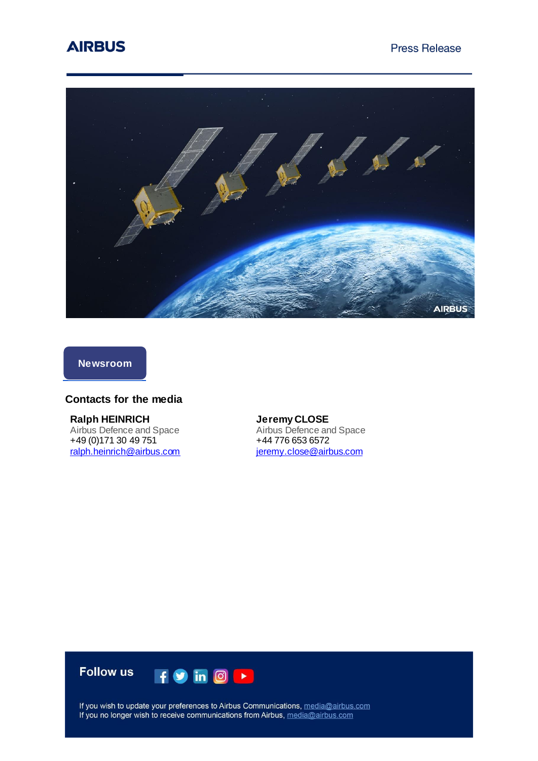**Newsroom**

## Contacts for the media

**Ralph HEINRICH**
Airbus Defence and Space
+49 (0)171 30 49 751
ralph.heinrich@airbus.com

**Jeremy CLOSE**
Airbus Defence and Space
+44 776 653 6572
jeremy.close@airbus.com

**Follow us**

If you wish to update your preferences to Airbus Communications, media@airbus.com
If you no longer wish to receive communications from Airbus, media@airbus.com